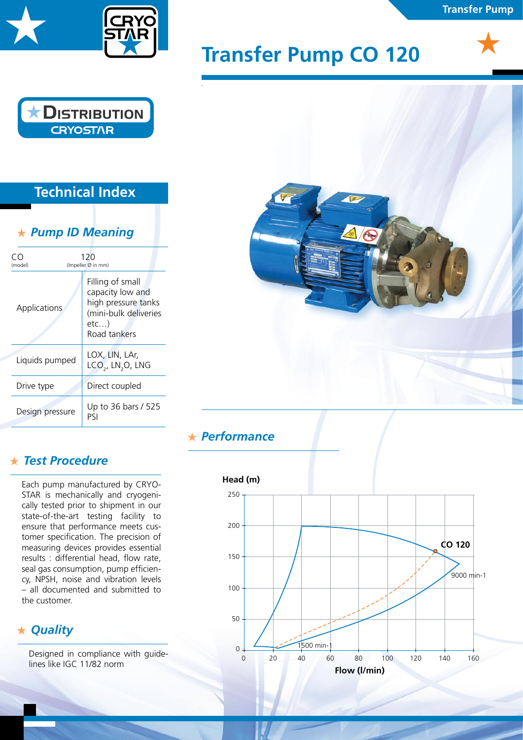# Transfer Pump CO 120

DISTRIBUTION CRYOSTAR

## Technical Index

### Pump ID Meaning

| CO (model) | 120 (Impeller Ø in mm) |
|---|---|
| Applications | Filling of small capacity low and high pressure tanks (mini-bulk deliveries etc…) Road tankers |
| Liquids pumped | LOX, LIN, LAr, $LCO_2$, $LN_2O$, LNG |
| Drive type | Direct coupled |
| Design pressure | Up to 36 bars / 525 PSI |

### Test Procedure

Each pump manufactured by CRYOSTAR is mechanically and cryogenically tested prior to shipment in our state-of-the-art testing facility to ensure that performance meets customer specification. The precision of measuring devices provides essential results : differential head, flow rate, seal gas consumption, pump efficiency, NPSH, noise and vibration levels – all documented and submitted to the customer.

### Quality

Designed in compliance with guidelines like IGC 11/82 norm

### Performance

Head (m) vs Flow (l/min) — CO 120; 9000 min-1; 1500 min-1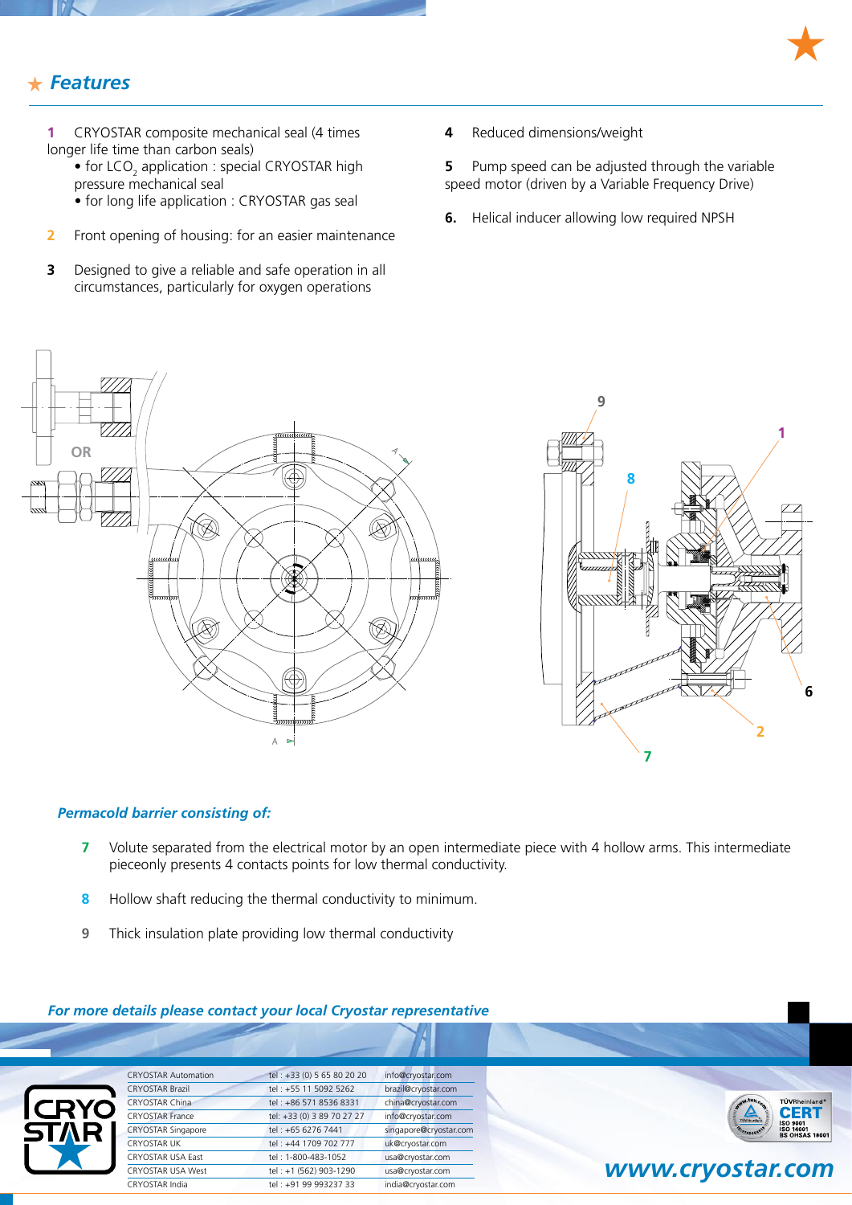## Features

1 CRYOSTAR composite mechanical seal (4 times longer life time than carbon seals)
- for $LCO_2$ application : special CRYOSTAR high pressure mechanical seal
- for long life application : CRYOSTAR gas seal

2 Front opening of housing: for an easier maintenance

3 Designed to give a reliable and safe operation in all circumstances, particularly for oxygen operations

4 Reduced dimensions/weight

5 Pump speed can be adjusted through the variable speed motor (driven by a Variable Frequency Drive)

6. Helical inducer allowing low required NPSH

OR

A

A

9

8

1

6

2

7

### Permacold barrier consisting of:

7 Volute separated from the electrical motor by an open intermediate piece with 4 hollow arms. This intermediate pieceonly presents 4 contacts points for low thermal conductivity.

8 Hollow shaft reducing the thermal conductivity to minimum.

9 Thick insulation plate providing low thermal conductivity

*For more details please contact your local Cryostar representative*

| | | |
|---|---|---|
| CRYOSTAR Automation | tel : +33 (0) 5 65 80 20 20 | info@cryostar.com |
| CRYOSTAR Brazil | tel : +55 11 5092 5262 | brazil@cryostar.com |
| CRYOSTAR China | tel : +86 571 8536 8331 | china@cryostar.com |
| CRYOSTAR France | tel: +33 (0) 3 89 70 27 27 | info@cryostar.com |
| CRYOSTAR Singapore | tel : +65 6276 7441 | singapore@cryostar.com |
| CRYOSTAR UK | tel : +44 1709 702 777 | uk@cryostar.com |
| CRYOSTAR USA East | tel : 1-800-483-1052 | usa@cryostar.com |
| CRYOSTAR USA West | tel : +1 (562) 903-1290 | usa@cryostar.com |
| CRYOSTAR India | tel : +91 99 993237 33 | india@cryostar.com |

TÜVRheinland CERT ISO 9001 ISO 14001 BS OHSAS 18001

www.cryostar.com